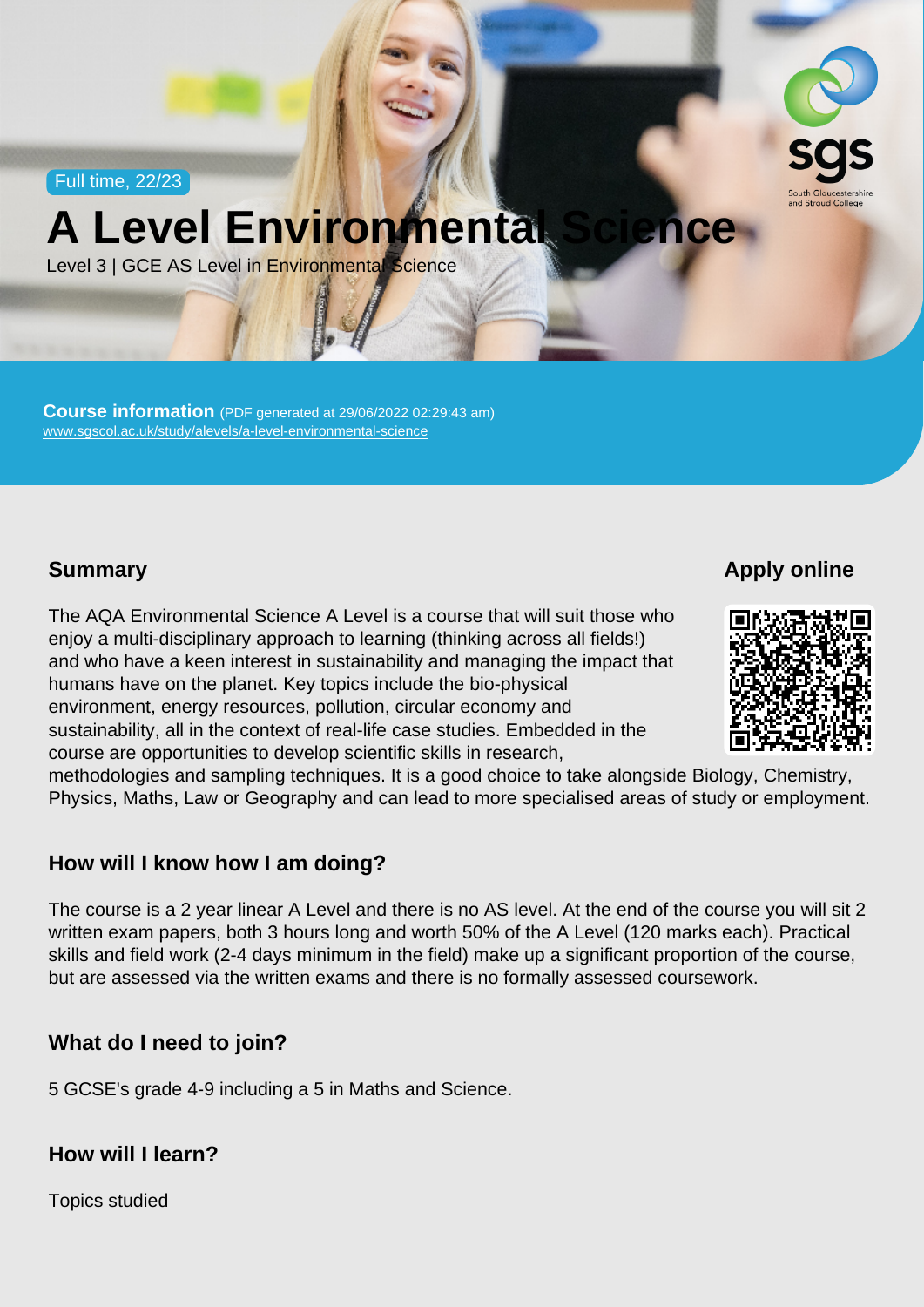Full time, 22/23

# A Level Environmental Science

Level 3 | GCE AS Level in Environmental Science

**Course information** (PDF generated at 29/06/2022 02:29:43 am)
www.sgscol.ac.uk/study/alevels/a-level-environmental-science

## Summary

The AQA Environmental Science A Level is a course that will suit those who enjoy a multi-disciplinary approach to learning (thinking across all fields!) and who have a keen interest in sustainability and managing the impact that humans have on the planet. Key topics include the bio-physical environment, energy resources, pollution, circular economy and sustainability, all in the context of real-life case studies. Embedded in the course are opportunities to develop scientific skills in research, methodologies and sampling techniques. It is a good choice to take alongside Biology, Chemistry, Physics, Maths, Law or Geography and can lead to more specialised areas of study or employment.

## Apply online

## How will I know how I am doing?

The course is a 2 year linear A Level and there is no AS level. At the end of the course you will sit 2 written exam papers, both 3 hours long and worth 50% of the A Level (120 marks each). Practical skills and field work (2-4 days minimum in the field) make up a significant proportion of the course, but are assessed via the written exams and there is no formally assessed coursework.

## What do I need to join?

5 GCSE's grade 4-9 including a 5 in Maths and Science.

## How will I learn?

Topics studied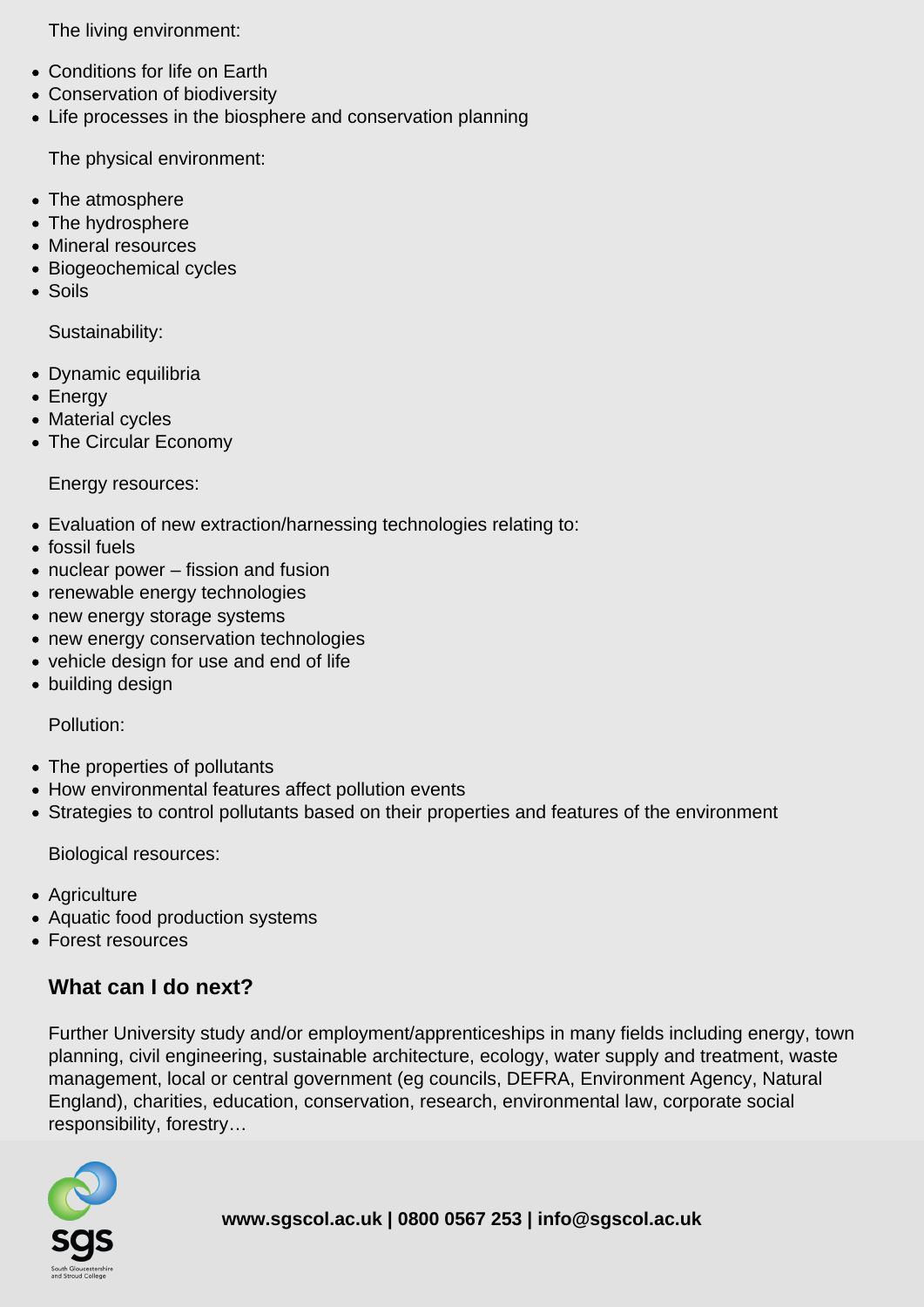The living environment:

- Conditions for life on Earth
- Conservation of biodiversity
- Life processes in the biosphere and conservation planning

The physical environment:

- The atmosphere
- The hydrosphere
- Mineral resources
- Biogeochemical cycles
- Soils

Sustainability:

- Dynamic equilibria
- Energy
- Material cycles
- The Circular Economy

Energy resources:

- Evaluation of new extraction/harnessing technologies relating to:
- fossil fuels
- nuclear power – fission and fusion
- renewable energy technologies
- new energy storage systems
- new energy conservation technologies
- vehicle design for use and end of life
- building design

Pollution:

- The properties of pollutants
- How environmental features affect pollution events
- Strategies to control pollutants based on their properties and features of the environment

Biological resources:

- Agriculture
- Aquatic food production systems
- Forest resources

## What can I do next?

Further University study and/or employment/apprenticeships in many fields including energy, town planning, civil engineering, sustainable architecture, ecology, water supply and treatment, waste management, local or central government (eg councils, DEFRA, Environment Agency, Natural England), charities, education, conservation, research, environmental law, corporate social responsibility, forestry…

sgs South Gloucestershire and Stroud College

**www.sgscol.ac.uk | 0800 0567 253 | info@sgscol.ac.uk**